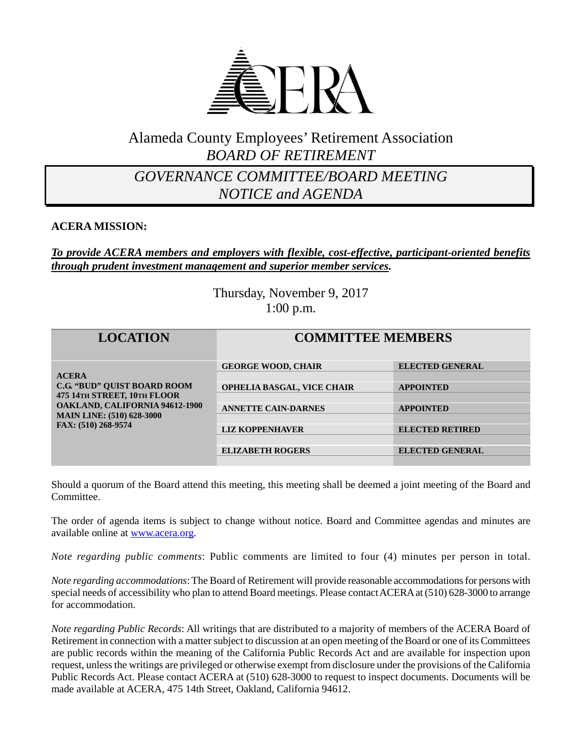# Alameda County Employees' Retirement Association

## *BOARD OF RETIREMENT*

## *GOVERNANCE COMMITTEE/BOARD MEETING NOTICE and AGENDA*

**ACERA MISSION:**

***To provide ACERA members and employers with flexible, cost-effective, participant-oriented benefits through prudent investment management and superior member services.***

Thursday, November 9, 2017
1:00 p.m.

| LOCATION | COMMITTEE MEMBERS | |
|---|---|---|
| **ACERA**<br>**C.G. "BUD" QUIST BOARD ROOM**<br>**475 14TH STREET, 10TH FLOOR**<br>**OAKLAND, CALIFORNIA 94612-1900**<br>**MAIN LINE: (510) 628-3000**<br>**FAX: (510) 268-9574** | **GEORGE WOOD, CHAIR** | **ELECTED GENERAL** |
| | **OPHELIA BASGAL, VICE CHAIR** | **APPOINTED** |
| | **ANNETTE CAIN-DARNES** | **APPOINTED** |
| | **LIZ KOPPENHAVER** | **ELECTED RETIRED** |
| | **ELIZABETH ROGERS** | **ELECTED GENERAL** |

Should a quorum of the Board attend this meeting, this meeting shall be deemed a joint meeting of the Board and Committee.

The order of agenda items is subject to change without notice. Board and Committee agendas and minutes are available online at [www.acera.org](www.acera.org).

*Note regarding public comments*: Public comments are limited to four (4) minutes per person in total.

*Note regarding accommodations*: The Board of Retirement will provide reasonable accommodations for persons with special needs of accessibility who plan to attend Board meetings. Please contact ACERA at (510) 628-3000 to arrange for accommodation.

*Note regarding Public Records*: All writings that are distributed to a majority of members of the ACERA Board of Retirement in connection with a matter subject to discussion at an open meeting of the Board or one of its Committees are public records within the meaning of the California Public Records Act and are available for inspection upon request, unless the writings are privileged or otherwise exempt from disclosure under the provisions of the California Public Records Act. Please contact ACERA at (510) 628-3000 to request to inspect documents. Documents will be made available at ACERA, 475 14th Street, Oakland, California 94612.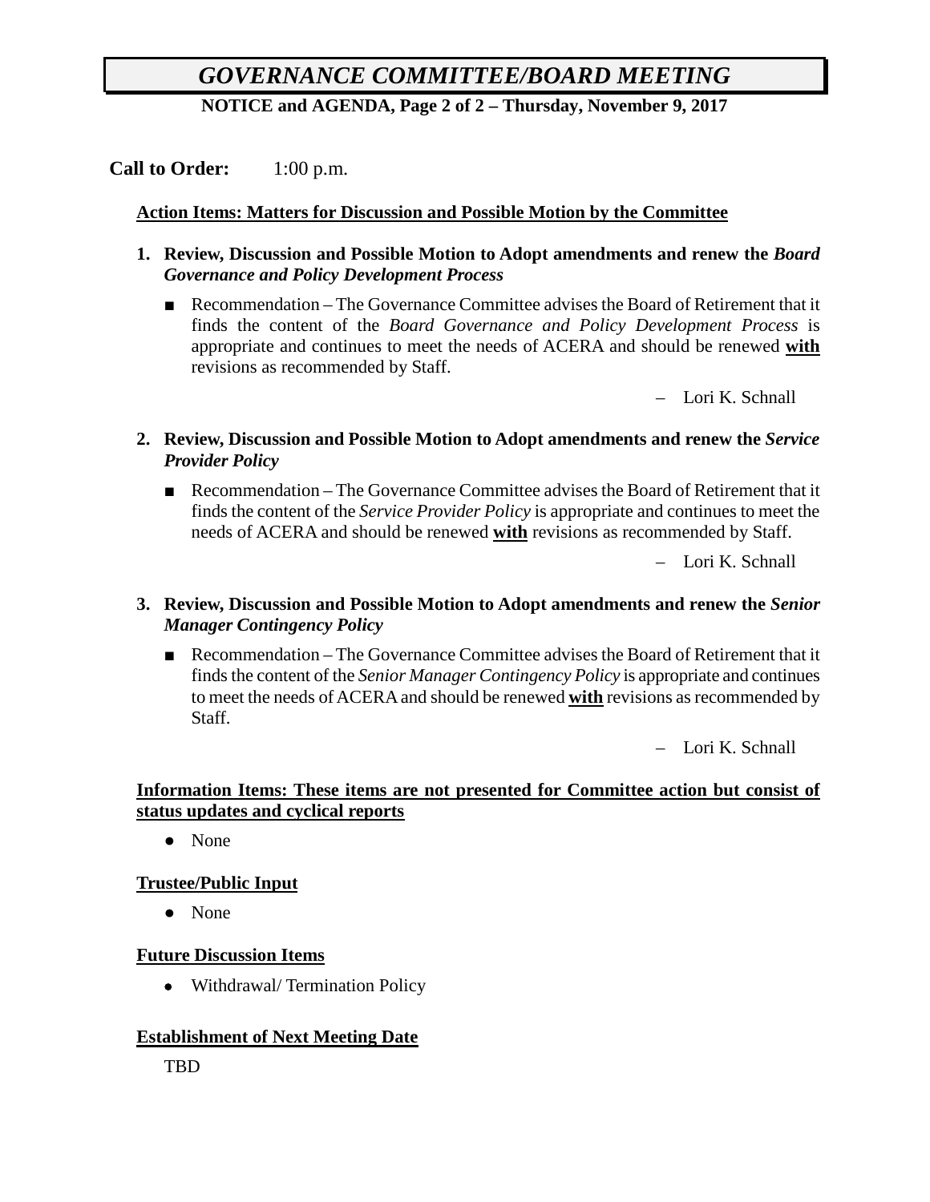# *GOVERNANCE COMMITTEE/BOARD MEETING*

**NOTICE and AGENDA, Page 2 of 2 – Thursday, November 9, 2017**

**Call to Order:** 1:00 p.m.

**Action Items: Matters for Discussion and Possible Motion by the Committee**

1. **Review, Discussion and Possible Motion to Adopt amendments and renew the *Board Governance and Policy Development Process***

   - Recommendation – The Governance Committee advises the Board of Retirement that it finds the content of the *Board Governance and Policy Development Process* is appropriate and continues to meet the needs of ACERA and should be renewed **with** revisions as recommended by Staff.

     – Lori K. Schnall

2. **Review, Discussion and Possible Motion to Adopt amendments and renew the *Service Provider Policy***

   - Recommendation – The Governance Committee advises the Board of Retirement that it finds the content of the *Service Provider Policy* is appropriate and continues to meet the needs of ACERA and should be renewed **with** revisions as recommended by Staff.

     – Lori K. Schnall

3. **Review, Discussion and Possible Motion to Adopt amendments and renew the *Senior Manager Contingency Policy***

   - Recommendation – The Governance Committee advises the Board of Retirement that it finds the content of the *Senior Manager Contingency Policy* is appropriate and continues to meet the needs of ACERA and should be renewed **with** revisions as recommended by Staff.

     – Lori K. Schnall

**Information Items: These items are not presented for Committee action but consist of status updates and cyclical reports**

- None

**Trustee/Public Input**

- None

**Future Discussion Items**

- Withdrawal/ Termination Policy

**Establishment of Next Meeting Date**

TBD